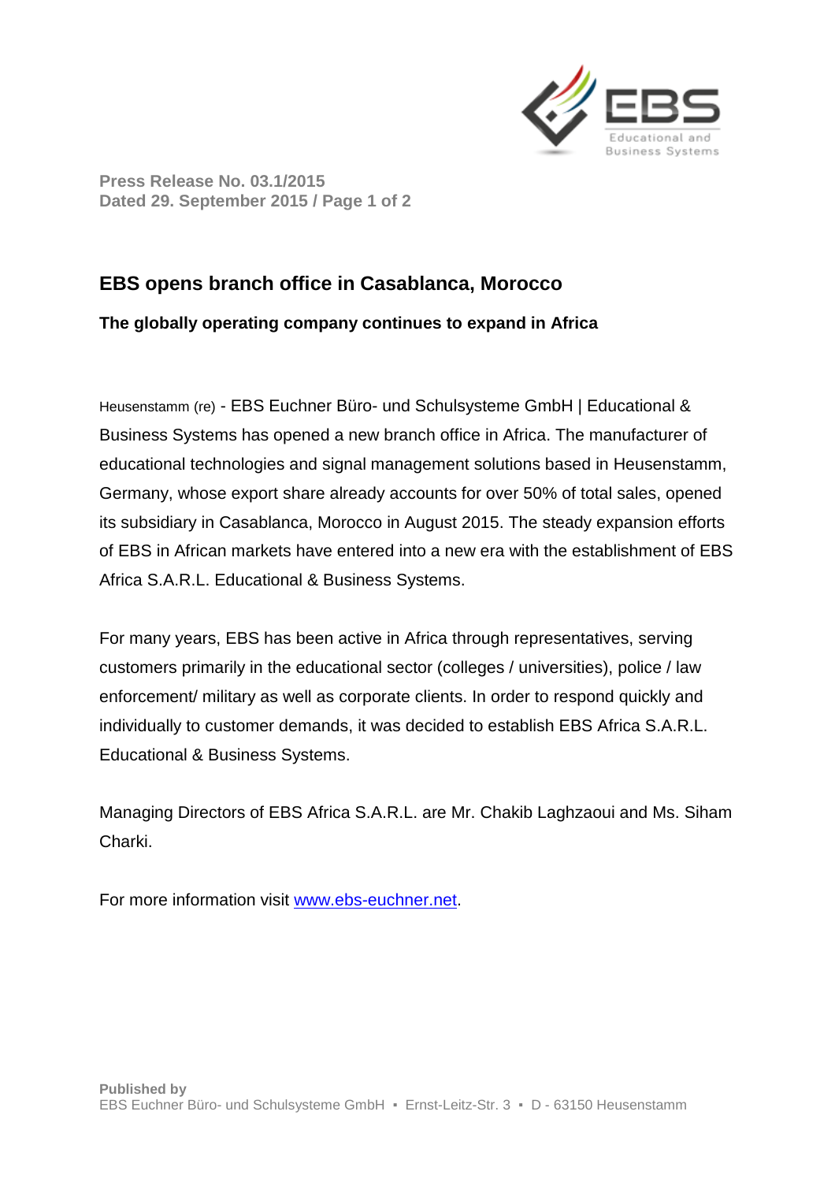**Press Release No. 03.1/2015**
**Dated 29. September 2015**

## EBS opens branch office in Casablanca, Morocco

**The globally operating company continues to expand in Africa**

Heusenstamm (re) - EBS Euchner Büro- und Schulsysteme GmbH | Educational & Business Systems has opened a new branch office in Africa. The manufacturer of educational technologies and signal management solutions based in Heusenstamm, Germany, whose export share already accounts for over 50% of total sales, opened its subsidiary in Casablanca, Morocco in August 2015. The steady expansion efforts of EBS in African markets have entered into a new era with the establishment of EBS Africa S.A.R.L. Educational & Business Systems.

For many years, EBS has been active in Africa through representatives, serving customers primarily in the educational sector (colleges / universities), police / law enforcement/ military as well as corporate clients. In order to respond quickly and individually to customer demands, it was decided to establish EBS Africa S.A.R.L. Educational & Business Systems.

Managing Directors of EBS Africa S.A.R.L. are Mr. Chakib Laghzaoui and Ms. Siham Charki.

For more information visit [www.ebs-euchner.net](http://www.ebs-euchner.net).

**Published by**
EBS Euchner Büro- und Schulsysteme GmbH ▪ Ernst-Leitz-Str. 3 ▪ D - 63150 Heusenstamm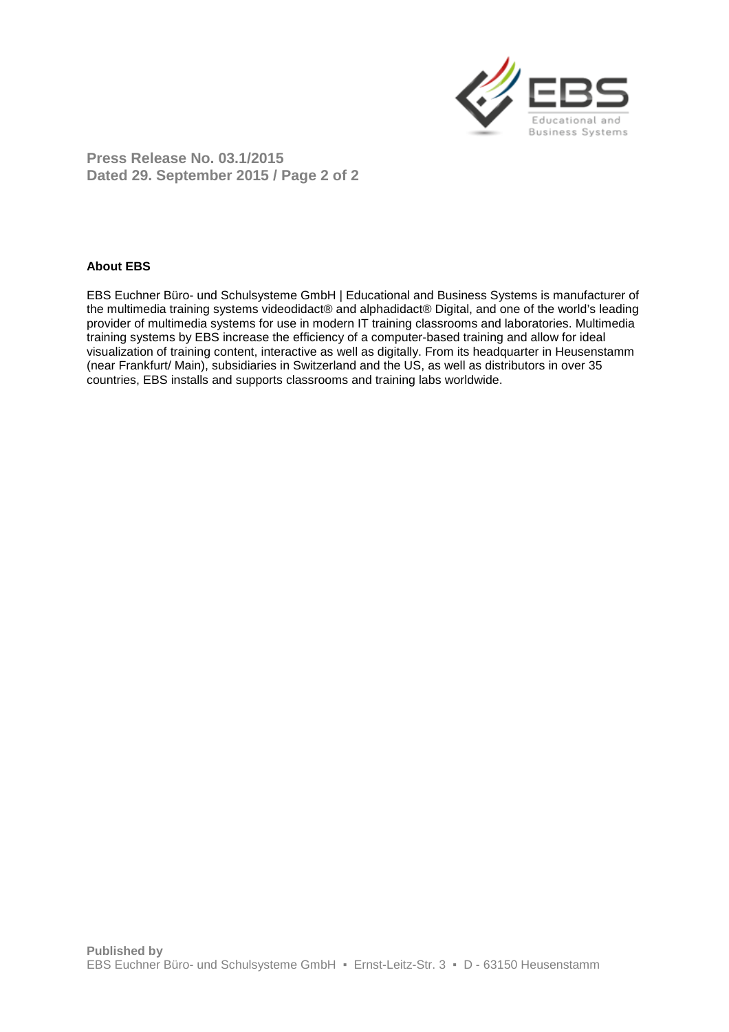## About EBS

EBS Euchner Büro- und Schulsysteme GmbH | Educational and Business Systems is manufacturer of the multimedia training systems videodidact® and alphadidact® Digital, and one of the world's leading provider of multimedia systems for use in modern IT training classrooms and laboratories. Multimedia training systems by EBS increase the efficiency of a computer-based training and allow for ideal visualization of training content, interactive as well as digitally. From its headquarter in Heusenstamm (near Frankfurt/ Main), subsidiaries in Switzerland and the US, as well as distributors in over 35 countries, EBS installs and supports classrooms and training labs worldwide.

**Published by**
EBS Euchner Büro- und Schulsysteme GmbH ▪ Ernst-Leitz-Str. 3 ▪ D - 63150 Heusenstamm